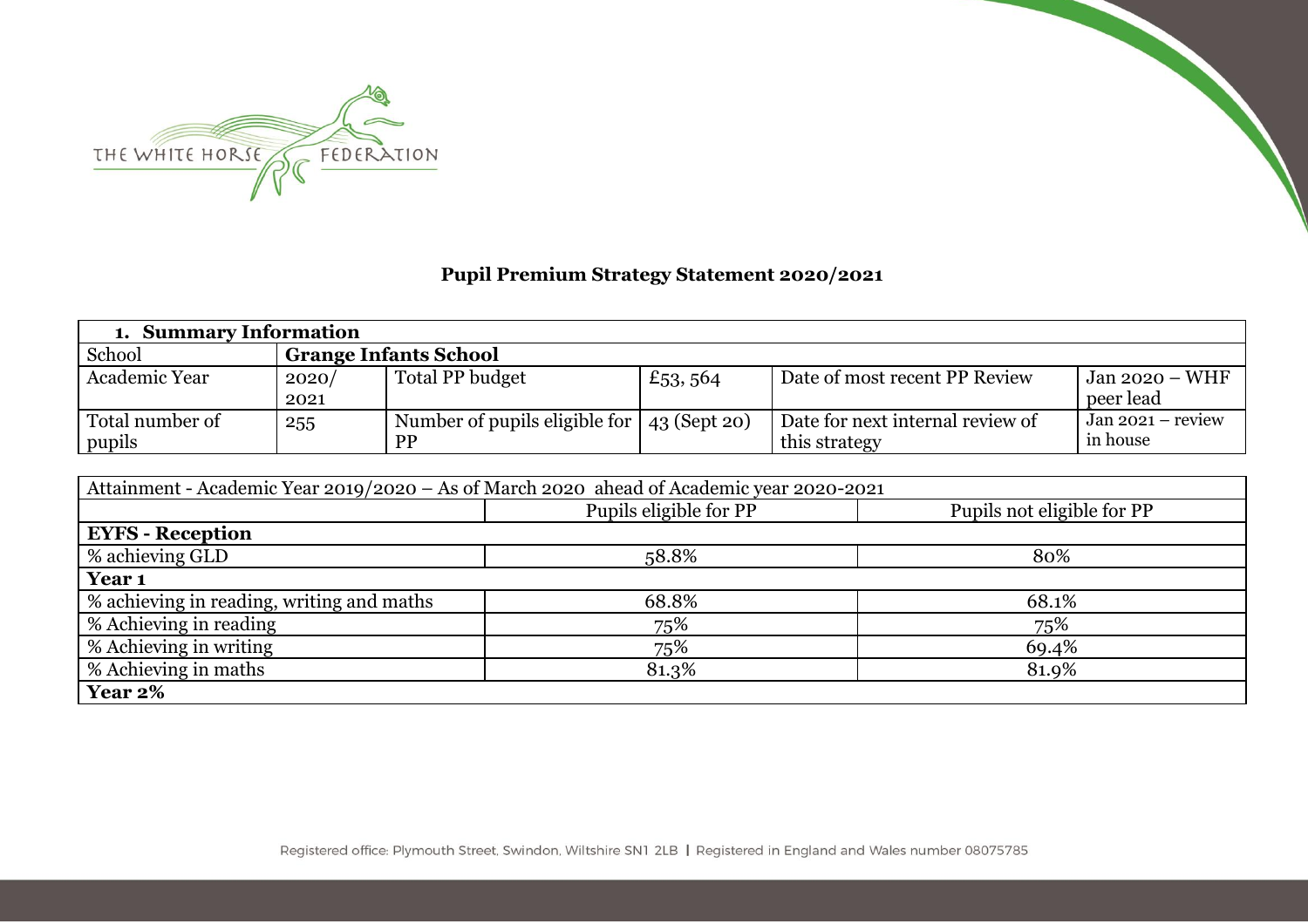## Pupil Premium Strategy Statement 2020/2021

| 1. Summary Information | | | | | |
|---|---|---|---|---|---|
| School | **Grange Infants School** | | | | |
| Academic Year | 2020/ 2021 | Total PP budget | £53, 564 | Date of most recent PP Review | Jan 2020 – WHF peer lead |
| Total number of pupils | 255 | Number of pupils eligible for PP | 43 (Sept 20) | Date for next internal review of this strategy | Jan 2021 – review in house |

| Attainment - Academic Year 2019/2020 – As of March 2020 ahead of Academic year 2020-2021 | | |
|---|---|---|
| | Pupils eligible for PP | Pupils not eligible for PP |
| **EYFS - Reception** | | |
| % achieving GLD | 58.8% | 80% |
| **Year 1** | | |
| % achieving in reading, writing and maths | 68.8% | 68.1% |
| % Achieving in reading | 75% | 75% |
| % Achieving in writing | 75% | 69.4% |
| % Achieving in maths | 81.3% | 81.9% |
| **Year 2%** | | |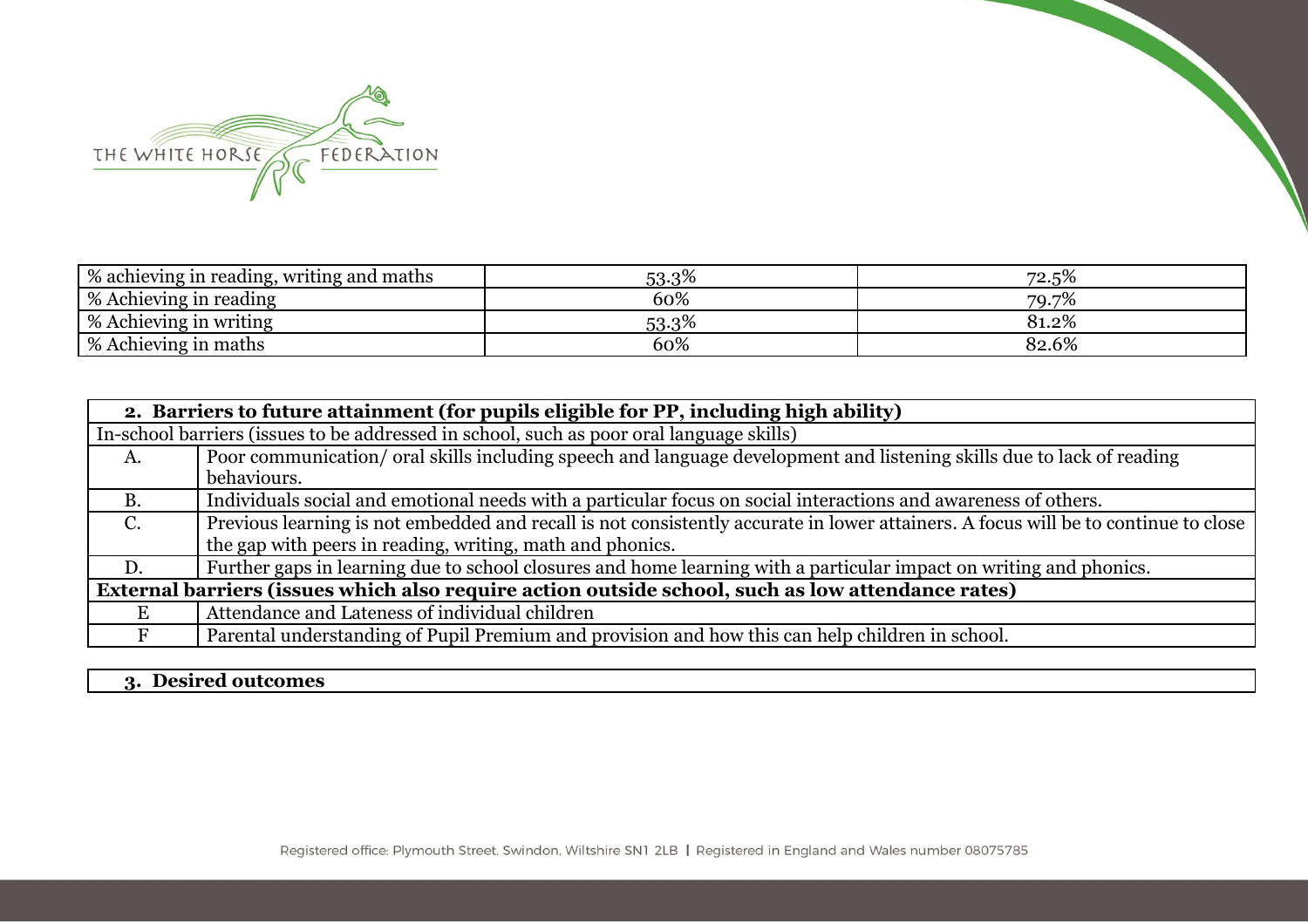| % achieving in reading, writing and maths | 53.3% | 72.5% |
|---|---|---|
| % Achieving in reading | 60% | 79.7% |
| % Achieving in writing | 53.3% | 81.2% |
| % Achieving in maths | 60% | 82.6% |

| **2. Barriers to future attainment (for pupils eligible for PP, including high ability)** | |
|---|---|
| In-school barriers (issues to be addressed in school, such as poor oral language skills) | |
| A. | Poor communication/ oral skills including speech and language development and listening skills due to lack of reading behaviours. |
| B. | Individuals social and emotional needs with a particular focus on social interactions and awareness of others. |
| C. | Previous learning is not embedded and recall is not consistently accurate in lower attainers. A focus will be to continue to close the gap with peers in reading, writing, math and phonics. |
| D. | Further gaps in learning due to school closures and home learning with a particular impact on writing and phonics. |
| **External barriers (issues which also require action outside school, such as low attendance rates)** | |
| E | Attendance and Lateness of individual children |
| F | Parental understanding of Pupil Premium and provision and how this can help children in school. |

| **3. Desired outcomes** |
|---|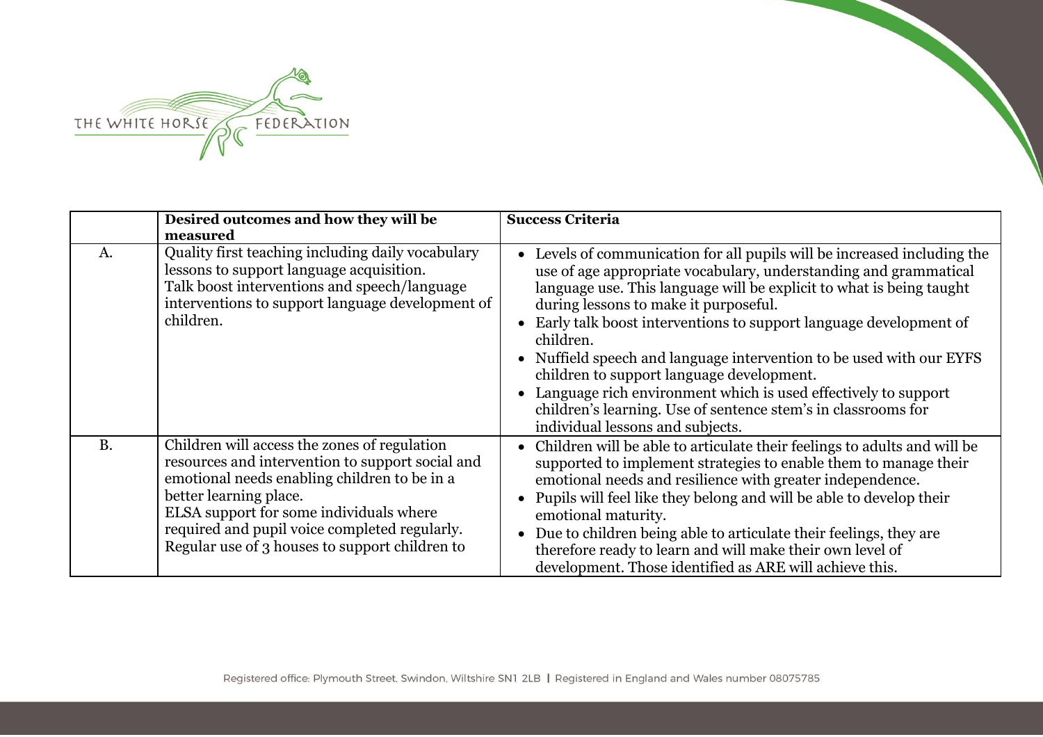| | Desired outcomes and how they will be measured | Success Criteria |
|---|---|---|
| A. | Quality first teaching including daily vocabulary lessons to support language acquisition.<br>Talk boost interventions and speech/language interventions to support language development of children. | • Levels of communication for all pupils will be increased including the use of age appropriate vocabulary, understanding and grammatical language use. This language will be explicit to what is being taught during lessons to make it purposeful.<br>• Early talk boost interventions to support language development of children.<br>• Nuffield speech and language intervention to be used with our EYFS children to support language development.<br>• Language rich environment which is used effectively to support children's learning. Use of sentence stem's in classrooms for individual lessons and subjects. |
| B. | Children will access the zones of regulation resources and intervention to support social and emotional needs enabling children to be in a better learning place.<br>ELSA support for some individuals where required and pupil voice completed regularly.<br>Regular use of 3 houses to support children to | • Children will be able to articulate their feelings to adults and will be supported to implement strategies to enable them to manage their emotional needs and resilience with greater independence.<br>• Pupils will feel like they belong and will be able to develop their emotional maturity.<br>• Due to children being able to articulate their feelings, they are therefore ready to learn and will make their own level of development. Those identified as ARE will achieve this. |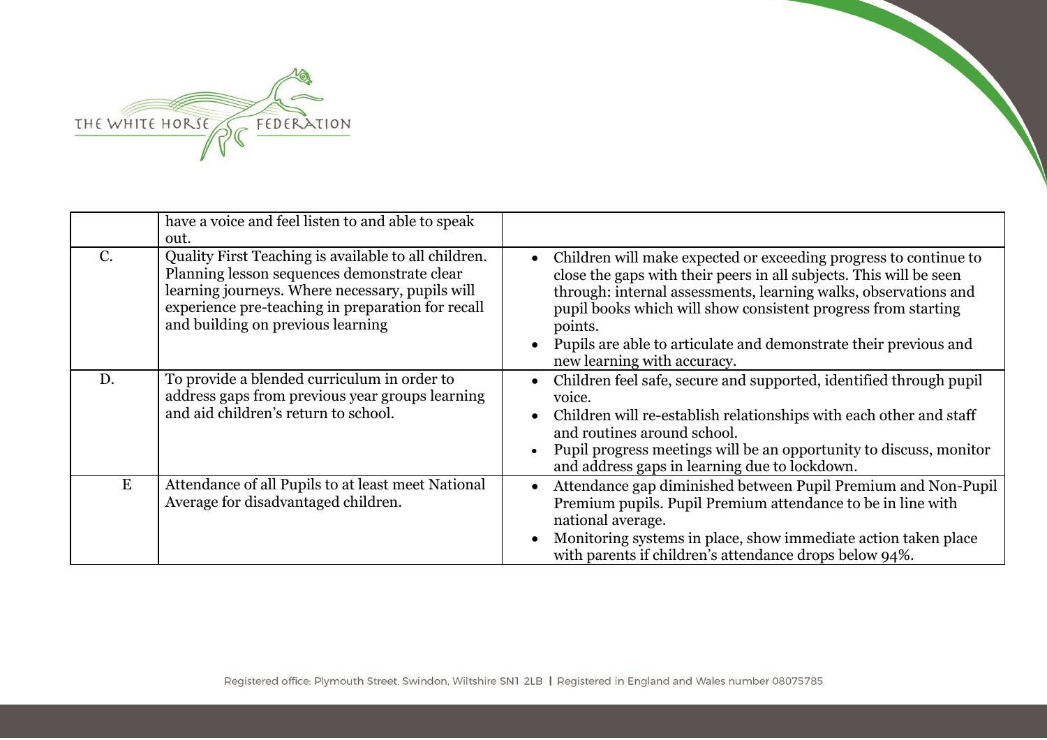| | | |
|---|---|---|
| | have a voice and feel listen to and able to speak out. | |
| C. | Quality First Teaching is available to all children. Planning lesson sequences demonstrate clear learning journeys. Where necessary, pupils will experience pre-teaching in preparation for recall and building on previous learning | • Children will make expected or exceeding progress to continue to close the gaps with their peers in all subjects. This will be seen through: internal assessments, learning walks, observations and pupil books which will show consistent progress from starting points.<br>• Pupils are able to articulate and demonstrate their previous and new learning with accuracy. |
| D. | To provide a blended curriculum in order to address gaps from previous year groups learning and aid children's return to school. | • Children feel safe, secure and supported, identified through pupil voice.<br>• Children will re-establish relationships with each other and staff and routines around school.<br>• Pupil progress meetings will be an opportunity to discuss, monitor and address gaps in learning due to lockdown. |
| E | Attendance of all Pupils to at least meet National Average for disadvantaged children. | • Attendance gap diminished between Pupil Premium and Non-Pupil Premium pupils. Pupil Premium attendance to be in line with national average.<br>• Monitoring systems in place, show immediate action taken place with parents if children's attendance drops below 94%. |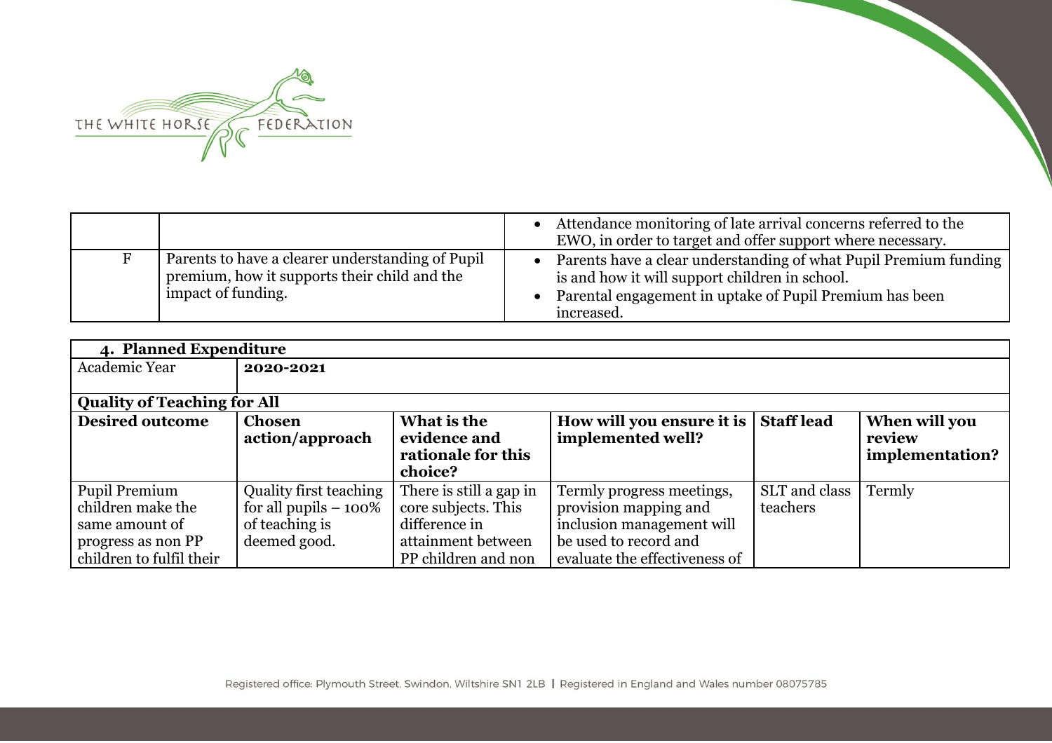| | | |
|---|---|---|
| | | • Attendance monitoring of late arrival concerns referred to the EWO, in order to target and offer support where necessary. |
| F | Parents to have a clearer understanding of Pupil premium, how it supports their child and the impact of funding. | • Parents have a clear understanding of what Pupil Premium funding is and how it will support children in school.<br>• Parental engagement in uptake of Pupil Premium has been increased. |

| **4. Planned Expenditure** | | | | | |
|---|---|---|---|---|---|
| Academic Year | **2020-2021** | | | | |
| **Quality of Teaching for All** | | | | | |
| **Desired outcome** | **Chosen action/approach** | **What is the evidence and rationale for this choice?** | **How will you ensure it is implemented well?** | **Staff lead** | **When will you review implementation?** |
| Pupil Premium children make the same amount of progress as non PP children to fulfil their | Quality first teaching for all pupils – 100% of teaching is deemed good. | There is still a gap in core subjects. This difference in attainment between PP children and non | Termly progress meetings, provision mapping and inclusion management will be used to record and evaluate the effectiveness of | SLT and class teachers | Termly |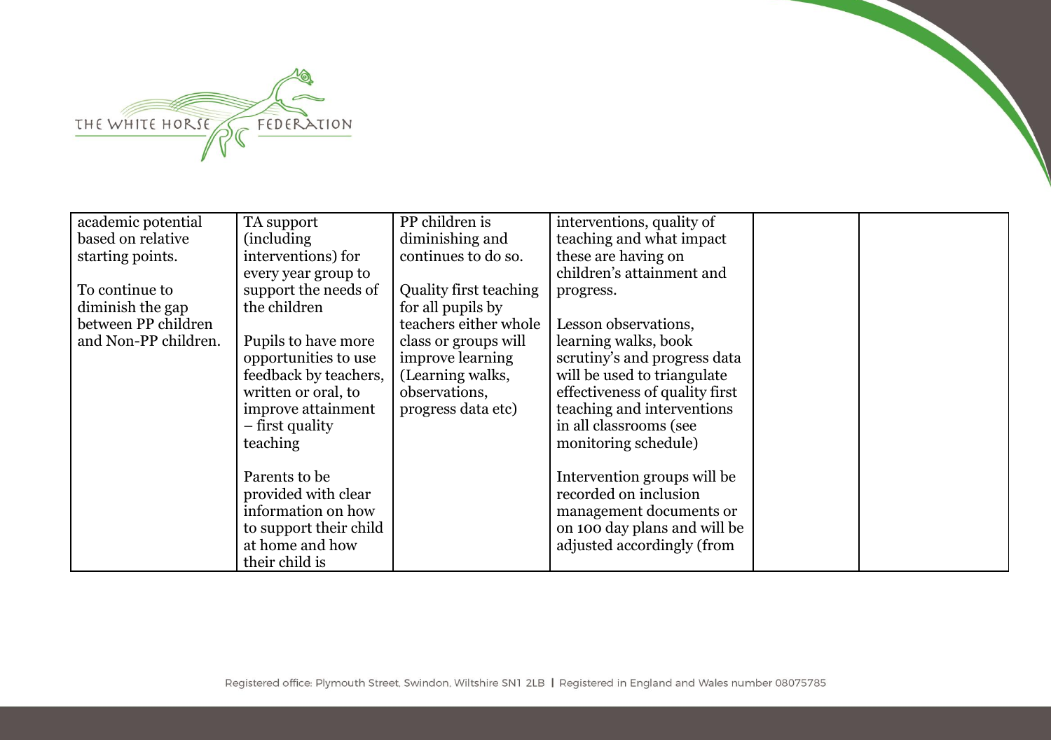| | | | | | |
|---|---|---|---|---|---|
| academic potential based on relative starting points.<br><br>To continue to diminish the gap between PP children and Non-PP children. | TA support (including interventions) for every year group to support the needs of the children<br><br>Pupils to have more opportunities to use feedback by teachers, written or oral, to improve attainment – first quality teaching<br><br>Parents to be provided with clear information on how to support their child at home and how their child is | PP children is diminishing and continues to do so.<br><br>Quality first teaching for all pupils by teachers either whole class or groups will improve learning (Learning walks, observations, progress data etc) | interventions, quality of teaching and what impact these are having on children's attainment and progress.<br><br>Lesson observations, learning walks, book scrutiny's and progress data will be used to triangulate effectiveness of quality first teaching and interventions in all classrooms (see monitoring schedule)<br><br>Intervention groups will be recorded on inclusion management documents or on 100 day plans and will be adjusted accordingly (from | | |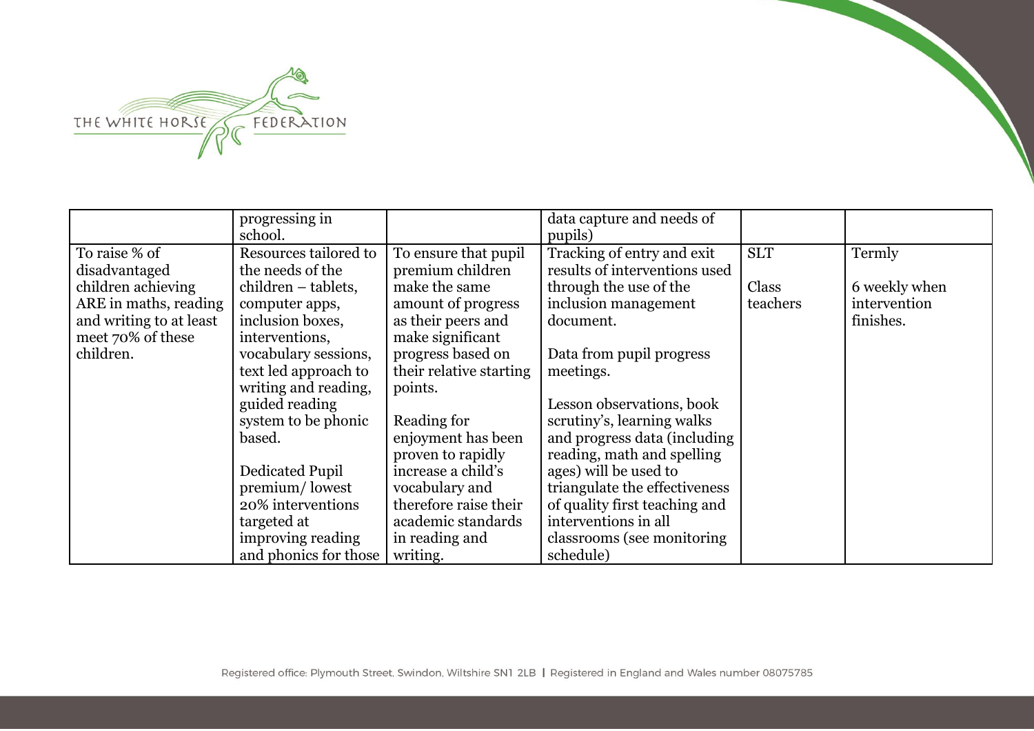| | | | | | |
|---|---|---|---|---|---|
| | progressing in school. | | data capture and needs of pupils) | | |
| To raise % of disadvantaged children achieving ARE in maths, reading and writing to at least meet 70% of these children. | Resources tailored to the needs of the children – tablets, computer apps, inclusion boxes, interventions, vocabulary sessions, text led approach to writing and reading, guided reading system to be phonic based.<br><br>Dedicated Pupil premium/ lowest 20% interventions targeted at improving reading and phonics for those | To ensure that pupil premium children make the same amount of progress as their peers and make significant progress based on their relative starting points.<br><br>Reading for enjoyment has been proven to rapidly increase a child's vocabulary and therefore raise their academic standards in reading and writing. | Tracking of entry and exit results of interventions used through the use of the inclusion management document.<br><br>Data from pupil progress meetings.<br><br>Lesson observations, book scrutiny's, learning walks and progress data (including reading, math and spelling ages) will be used to triangulate the effectiveness of quality first teaching and interventions in all classrooms (see monitoring schedule) | SLT<br><br>Class teachers | Termly<br><br>6 weekly when intervention finishes. |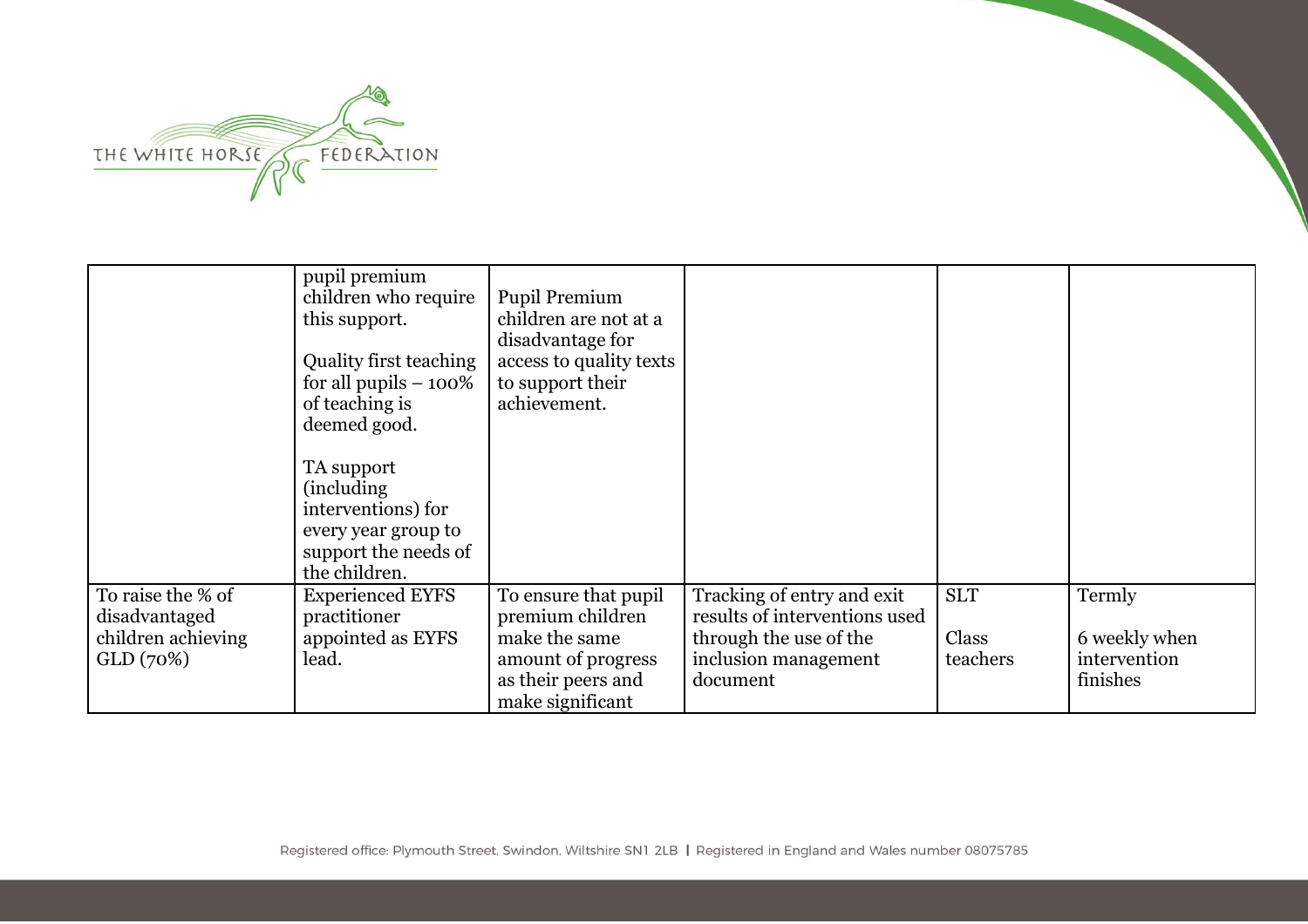| | | | | | |
|---|---|---|---|---|---|
| | pupil premium children who require this support.<br><br>Quality first teaching for all pupils – 100% of teaching is deemed good.<br><br>TA support (including interventions) for every year group to support the needs of the children. | Pupil Premium children are not at a disadvantage for access to quality texts to support their achievement. | | | |
| To raise the % of disadvantaged children achieving GLD (70%) | Experienced EYFS practitioner appointed as EYFS lead. | To ensure that pupil premium children make the same amount of progress as their peers and make significant | Tracking of entry and exit results of interventions used through the use of the inclusion management document | SLT<br><br>Class teachers | Termly<br><br>6 weekly when intervention finishes |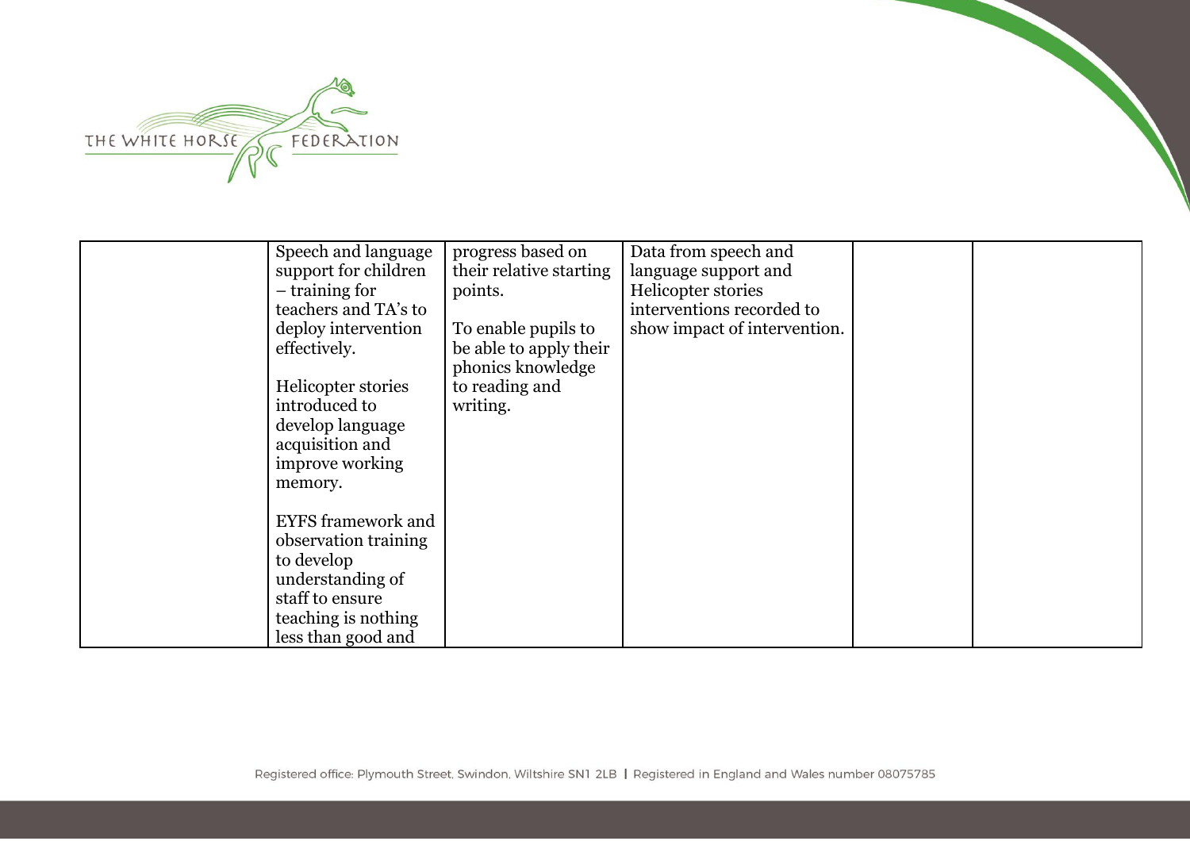|  |  |  |  |  |  |
|---|---|---|---|---|---|
|  | Speech and language support for children – training for teachers and TA's to deploy intervention effectively.<br><br>Helicopter stories introduced to develop language acquisition and improve working memory.<br><br>EYFS framework and observation training to develop understanding of staff to ensure teaching is nothing less than good and | progress based on their relative starting points.<br><br>To enable pupils to be able to apply their phonics knowledge to reading and writing. | Data from speech and language support and Helicopter stories interventions recorded to show impact of intervention. |  |  |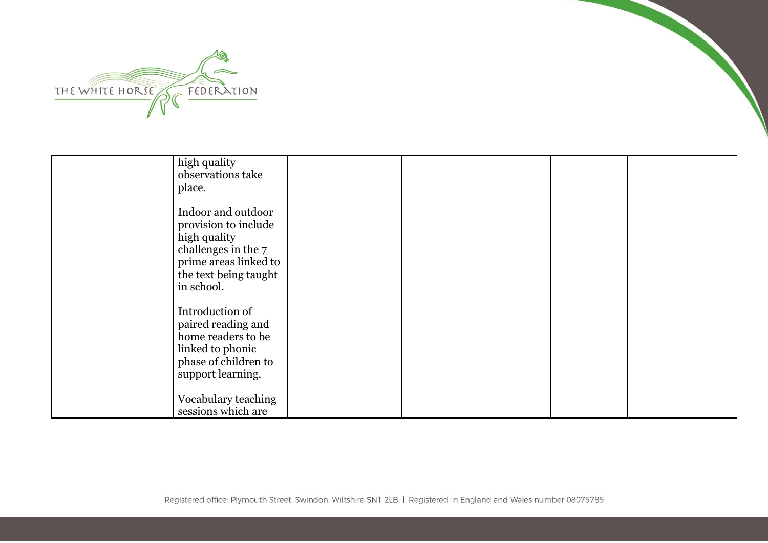| | | | | | |
|---|---|---|---|---|---|
| | high quality observations take place.<br><br>Indoor and outdoor provision to include high quality challenges in the 7 prime areas linked to the text being taught in school.<br><br>Introduction of paired reading and home readers to be linked to phonic phase of children to support learning.<br><br>Vocabulary teaching sessions which are | | | | |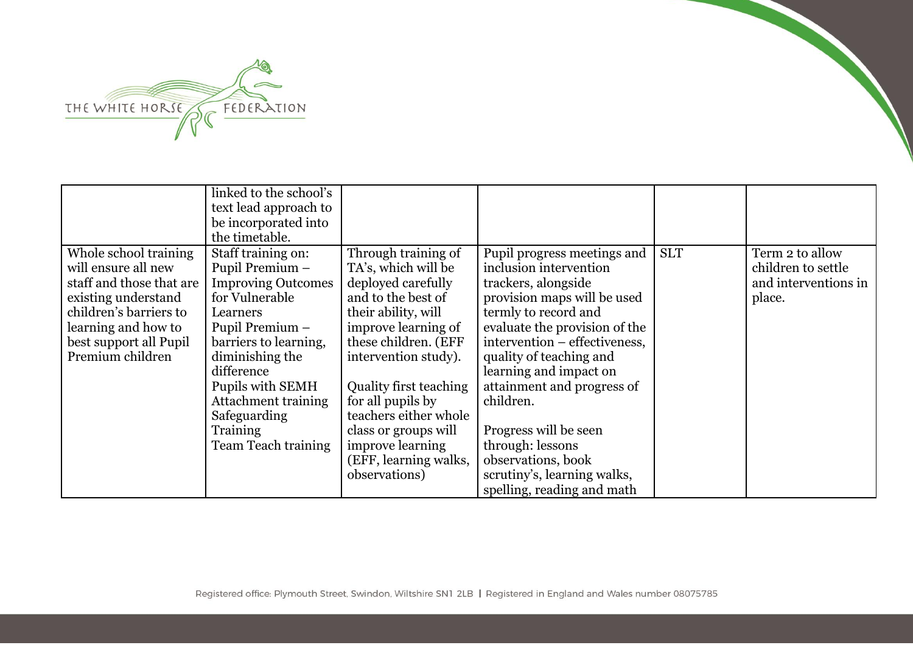| | | | | | |
|---|---|---|---|---|---|
| | linked to the school's text lead approach to be incorporated into the timetable. | | | | |
| Whole school training will ensure all new staff and those that are existing understand children's barriers to learning and how to best support all Pupil Premium children | Staff training on: Pupil Premium – Improving Outcomes for Vulnerable Learners Pupil Premium – barriers to learning, diminishing the difference Pupils with SEMH Attachment training Safeguarding Training Team Teach training | Through training of TA's, which will be deployed carefully and to the best of their ability, will improve learning of these children. (EFF intervention study).<br><br>Quality first teaching for all pupils by teachers either whole class or groups will improve learning (EFF, learning walks, observations) | Pupil progress meetings and inclusion intervention trackers, alongside provision maps will be used termly to record and evaluate the provision of the intervention – effectiveness, quality of teaching and learning and impact on attainment and progress of children.<br><br>Progress will be seen through: lessons observations, book scrutiny's, learning walks, spelling, reading and math | SLT | Term 2 to allow children to settle and interventions in place. |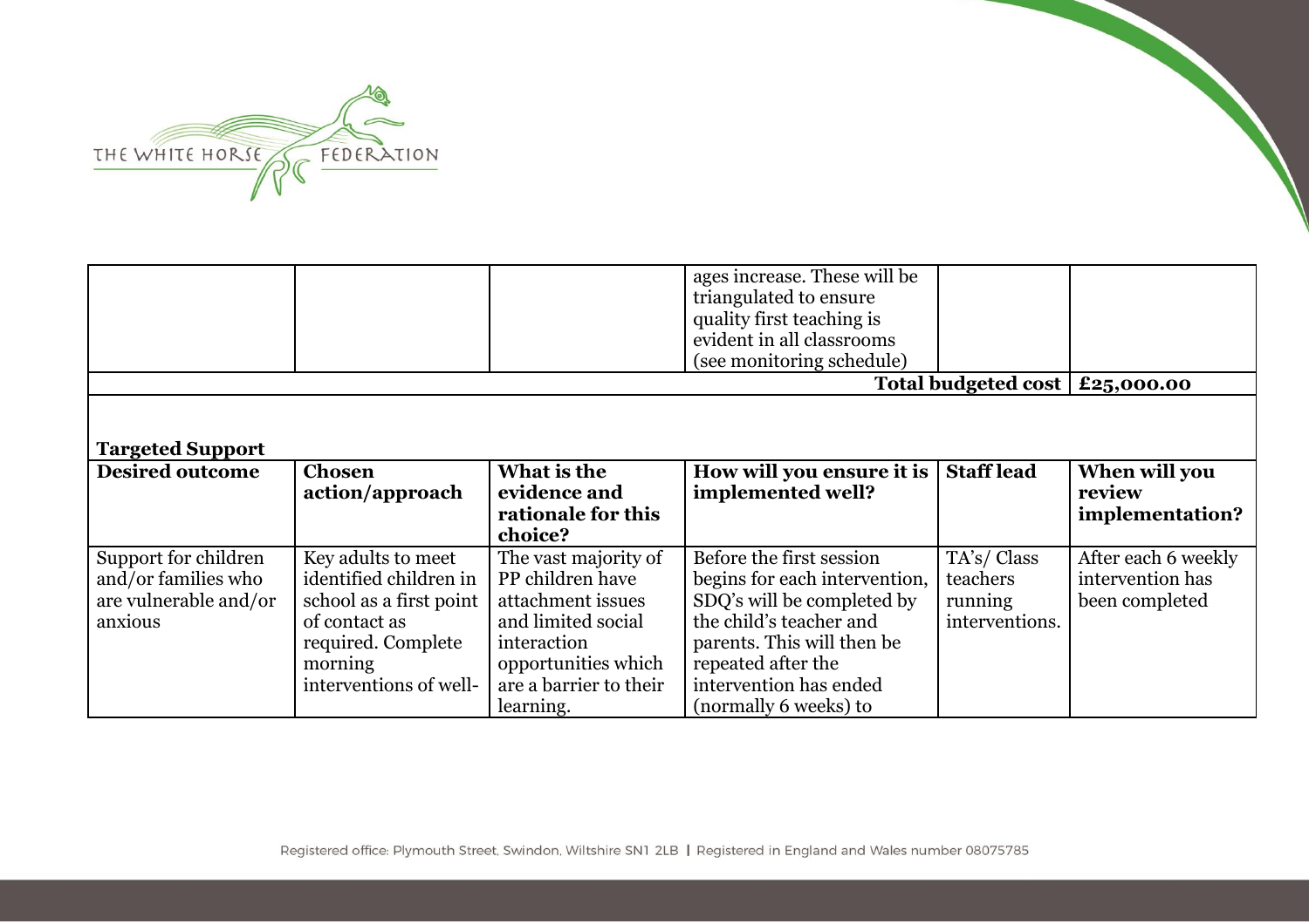| | | | ages increase. These will be triangulated to ensure quality first teaching is evident in all classrooms (see monitoring schedule) | | |
|---|---|---|---|---|---|
| | | | | **Total budgeted cost** | **£25,000.00** |

**Targeted Support**

| **Desired outcome** | **Chosen action/approach** | **What is the evidence and rationale for this choice?** | **How will you ensure it is implemented well?** | **Staff lead** | **When will you review implementation?** |
|---|---|---|---|---|---|
| Support for children and/or families who are vulnerable and/or anxious | Key adults to meet identified children in school as a first point of contact as required. Complete morning interventions of well- | The vast majority of PP children have attachment issues and limited social interaction opportunities which are a barrier to their learning. | Before the first session begins for each intervention, SDQ's will be completed by the child's teacher and parents. This will then be repeated after the intervention has ended (normally 6 weeks) to | TA's/ Class teachers running interventions. | After each 6 weekly intervention has been completed |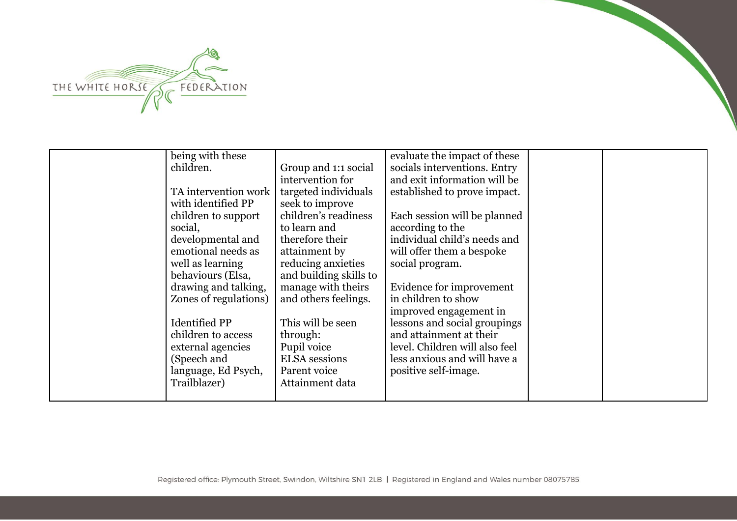| | | | | | |
|---|---|---|---|---|---|
| | being with these children.<br><br>TA intervention work with identified PP children to support social, developmental and emotional needs as well as learning behaviours (Elsa, drawing and talking, Zones of regulations)<br><br>Identified PP children to access external agencies (Speech and language, Ed Psych, Trailblazer) | Group and 1:1 social intervention for targeted individuals seek to improve children's readiness to learn and therefore their attainment by reducing anxieties and building skills to manage with theirs and others feelings.<br><br>This will be seen through:<br>Pupil voice<br>ELSA sessions<br>Parent voice<br>Attainment data | evaluate the impact of these socials interventions. Entry and exit information will be established to prove impact.<br><br>Each session will be planned according to the individual child's needs and will offer them a bespoke social program.<br><br>Evidence for improvement in children to show improved engagement in lessons and social groupings and attainment at their level. Children will also feel less anxious and will have a positive self-image. | | |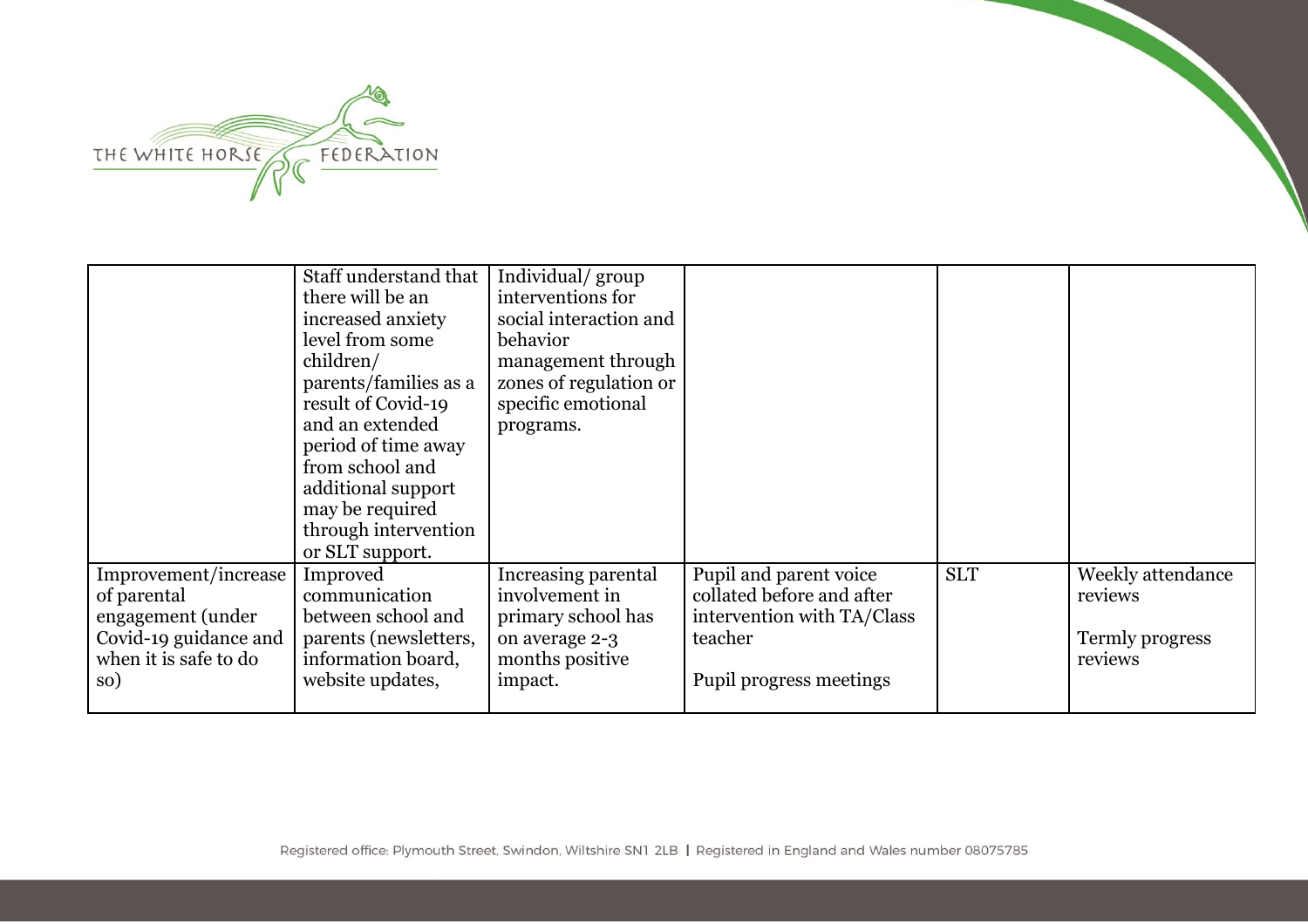| | | | | | |
|---|---|---|---|---|---|
| | Staff understand that there will be an increased anxiety level from some children/ parents/families as a result of Covid-19 and an extended period of time away from school and additional support may be required through intervention or SLT support. | Individual/ group interventions for social interaction and behavior management through zones of regulation or specific emotional programs. | | | |
| Improvement/increase of parental engagement (under Covid-19 guidance and when it is safe to do so) | Improved communication between school and parents (newsletters, information board, website updates, | Increasing parental involvement in primary school has on average 2-3 months positive impact. | Pupil and parent voice collated before and after intervention with TA/Class teacher<br><br>Pupil progress meetings | SLT | Weekly attendance reviews<br><br>Termly progress reviews |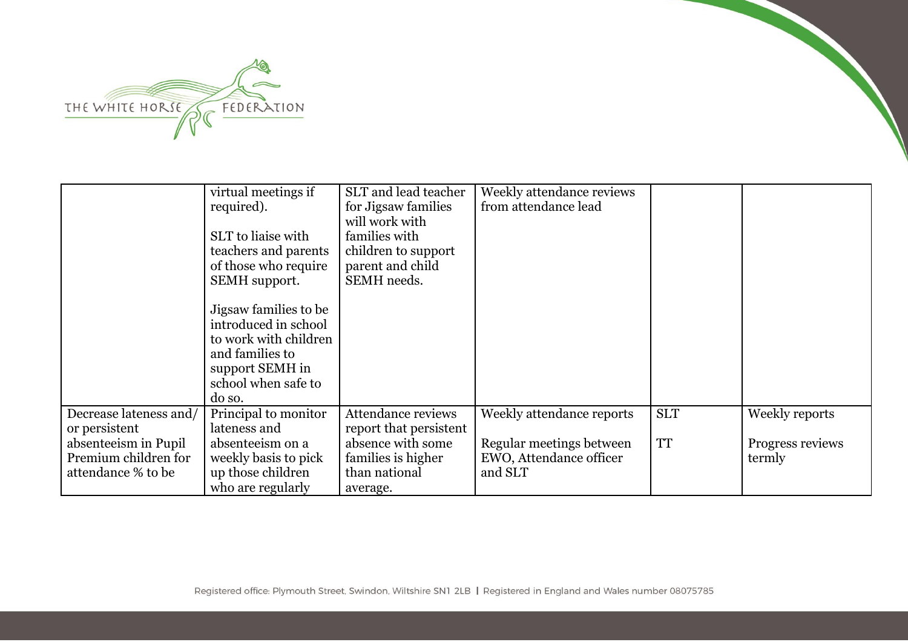| | | | | | |
|---|---|---|---|---|---|
| | virtual meetings if required).<br><br>SLT to liaise with teachers and parents of those who require SEMH support.<br><br>Jigsaw families to be introduced in school to work with children and families to support SEMH in school when safe to do so. | SLT and lead teacher for Jigsaw families will work with families with children to support parent and child SEMH needs. | Weekly attendance reviews from attendance lead | | |
| Decrease lateness and/ or persistent absenteeism in Pupil Premium children for attendance % to be | Principal to monitor lateness and absenteeism on a weekly basis to pick up those children who are regularly | Attendance reviews report that persistent absence with some families is higher than national average. | Weekly attendance reports<br><br>Regular meetings between EWO, Attendance officer and SLT | SLT<br><br>TT | Weekly reports<br><br>Progress reviews termly |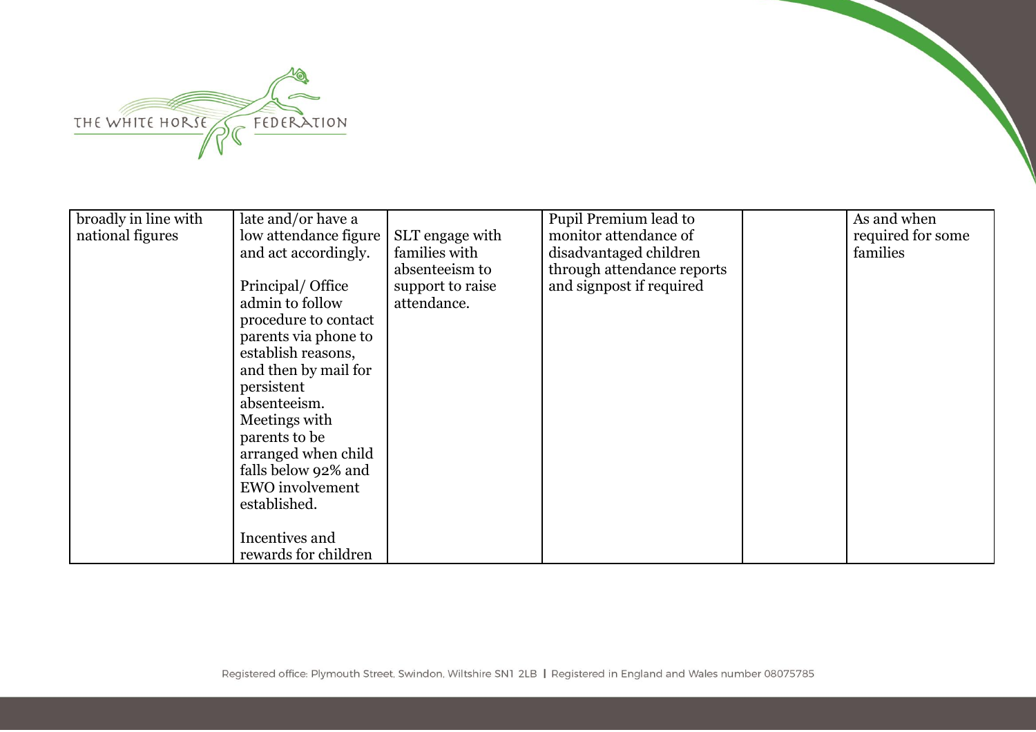| | | | | | |
|---|---|---|---|---|---|
| broadly in line with national figures | late and/or have a low attendance figure and act accordingly.<br><br>Principal/ Office admin to follow procedure to contact parents via phone to establish reasons, and then by mail for persistent absenteeism. Meetings with parents to be arranged when child falls below 92% and EWO involvement established.<br><br>Incentives and rewards for children | SLT engage with families with absenteeism to support to raise attendance. | Pupil Premium lead to monitor attendance of disadvantaged children through attendance reports and signpost if required | | As and when required for some families |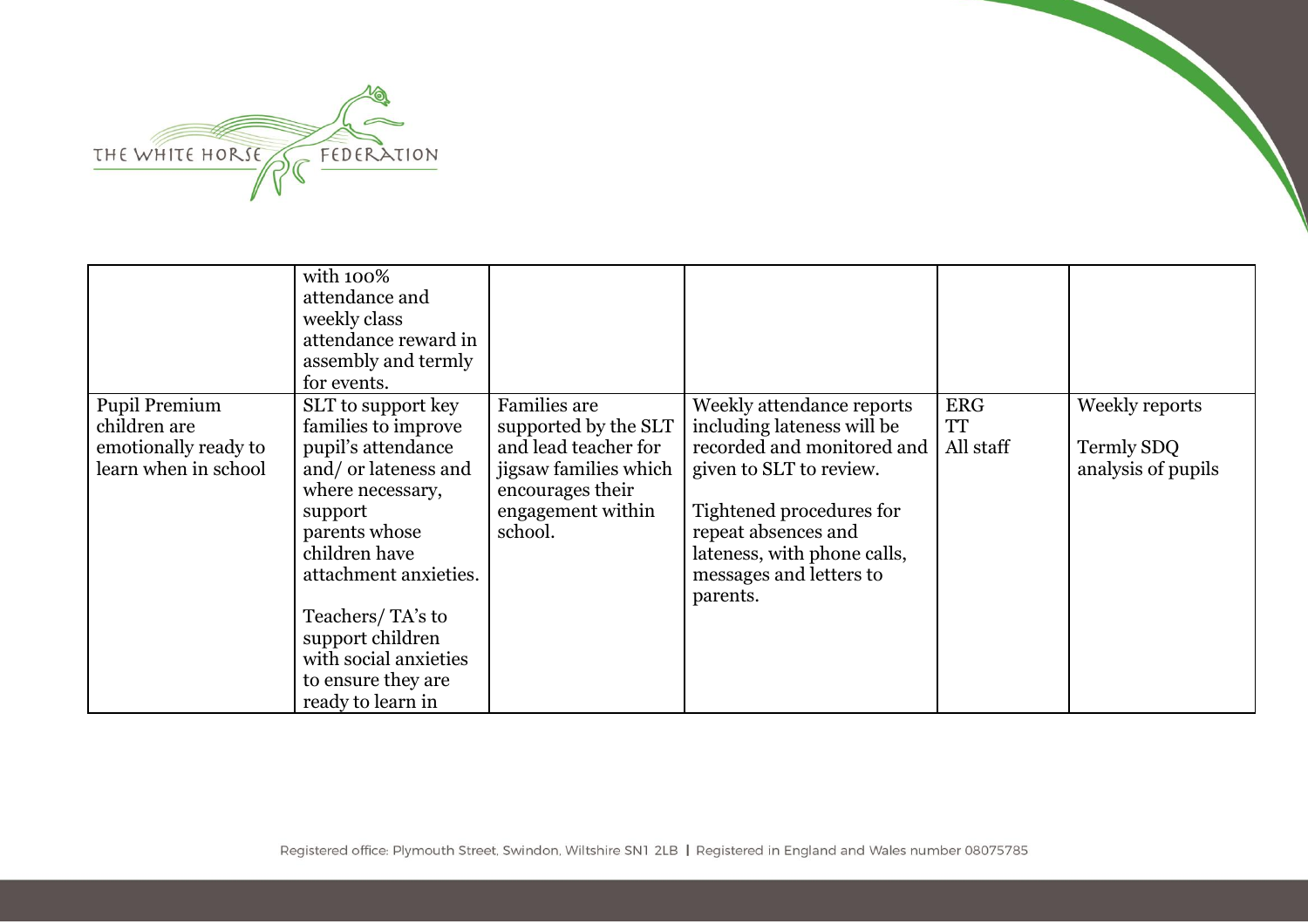| | | | | | |
|---|---|---|---|---|---|
| | with 100% attendance and weekly class attendance reward in assembly and termly for events. | | | | |
| Pupil Premium children are emotionally ready to learn when in school | SLT to support key families to improve pupil's attendance and/ or lateness and where necessary, support parents whose children have attachment anxieties.<br><br>Teachers/ TA's to support children with social anxieties to ensure they are ready to learn in | Families are supported by the SLT and lead teacher for jigsaw families which encourages their engagement within school. | Weekly attendance reports including lateness will be recorded and monitored and given to SLT to review.<br><br>Tightened procedures for repeat absences and lateness, with phone calls, messages and letters to parents. | ERG<br>TT<br>All staff | Weekly reports<br><br>Termly SDQ analysis of pupils |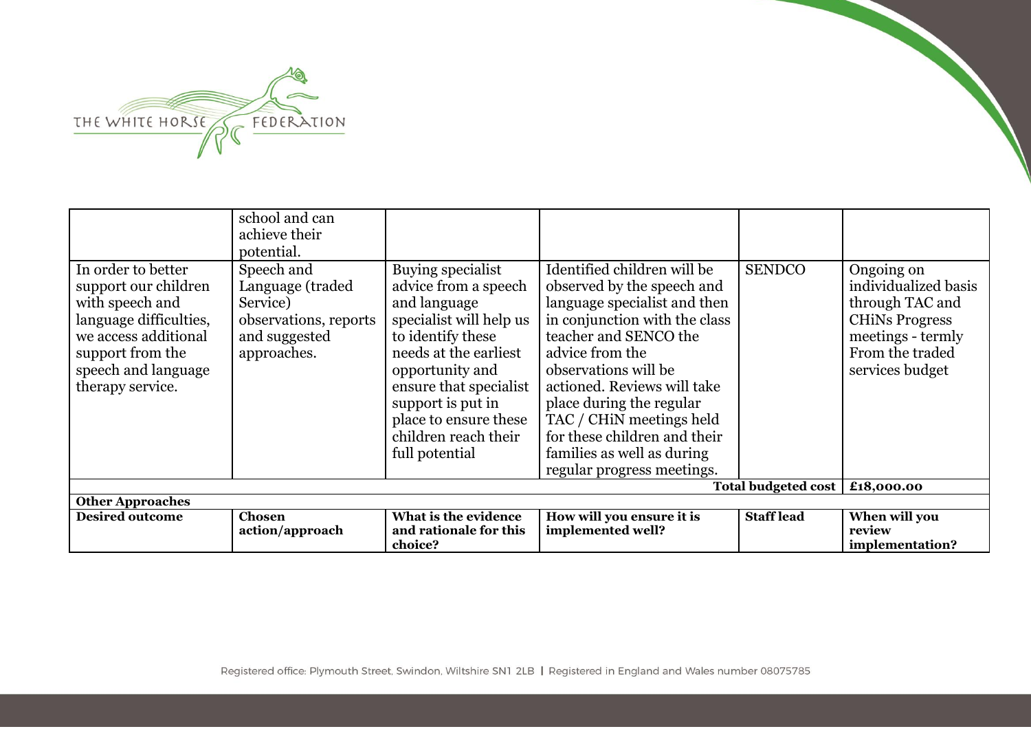| | school and can achieve their potential. | | | | |
|---|---|---|---|---|---|
| In order to better support our children with speech and language difficulties, we access additional support from the speech and language therapy service. | Speech and Language (traded Service) observations, reports and suggested approaches. | Buying specialist advice from a speech and language specialist will help us to identify these needs at the earliest opportunity and ensure that specialist support is put in place to ensure these children reach their full potential | Identified children will be observed by the speech and language specialist and then in conjunction with the class teacher and SENCO the advice from the observations will be actioned. Reviews will take place during the regular TAC / CHiN meetings held for these children and their families as well as during regular progress meetings. | SENDCO | Ongoing on individualized basis through TAC and CHiNs Progress meetings - termly From the traded services budget |
| | | | | **Total budgeted cost** | **£18,000.00** |

**Other Approaches**

| **Desired outcome** | **Chosen action/approach** | **What is the evidence and rationale for this choice?** | **How will you ensure it is implemented well?** | **Staff lead** | **When will you review implementation?** |
|---|---|---|---|---|---|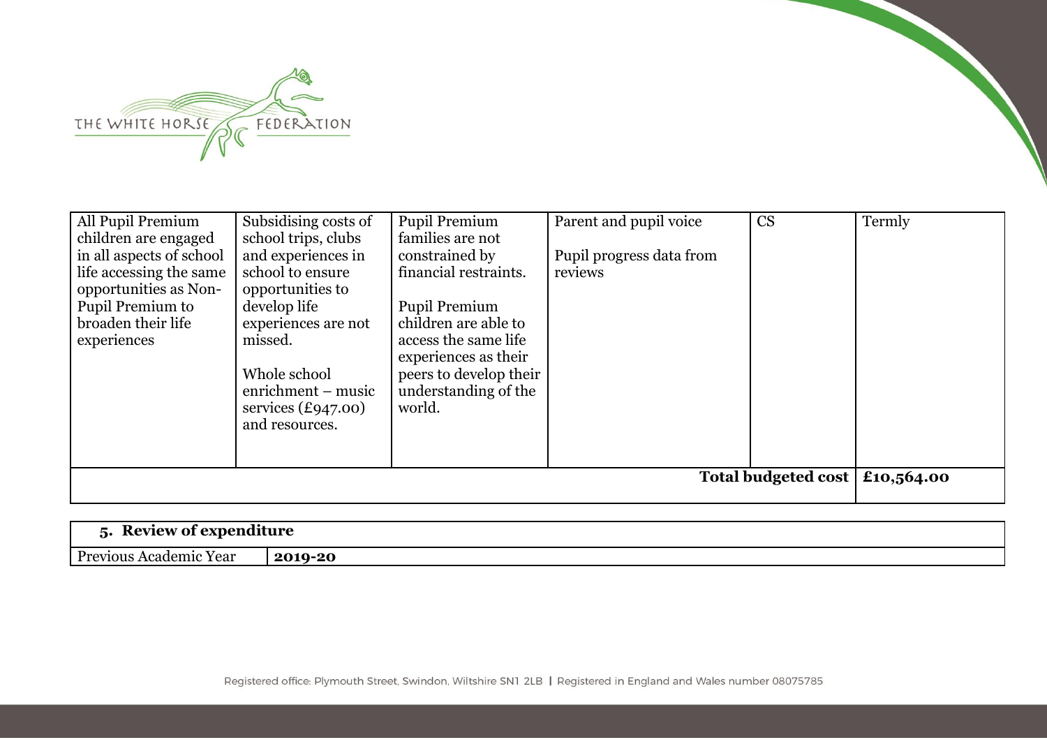| | | | | | |
|---|---|---|---|---|---|
| All Pupil Premium children are engaged in all aspects of school life accessing the same opportunities as Non-Pupil Premium to broaden their life experiences | Subsidising costs of school trips, clubs and experiences in school to ensure opportunities to develop life experiences are not missed.<br><br>Whole school enrichment – music services (£947.00) and resources. | Pupil Premium families are not constrained by financial restraints.<br><br>Pupil Premium children are able to access the same life experiences as their peers to develop their understanding of the world. | Parent and pupil voice<br><br>Pupil progress data from reviews | CS | Termly |
| | | | | **Total budgeted cost** | **£10,564.00** |

| **5. Review of expenditure** | |
|---|---|
| Previous Academic Year | **2019-20** |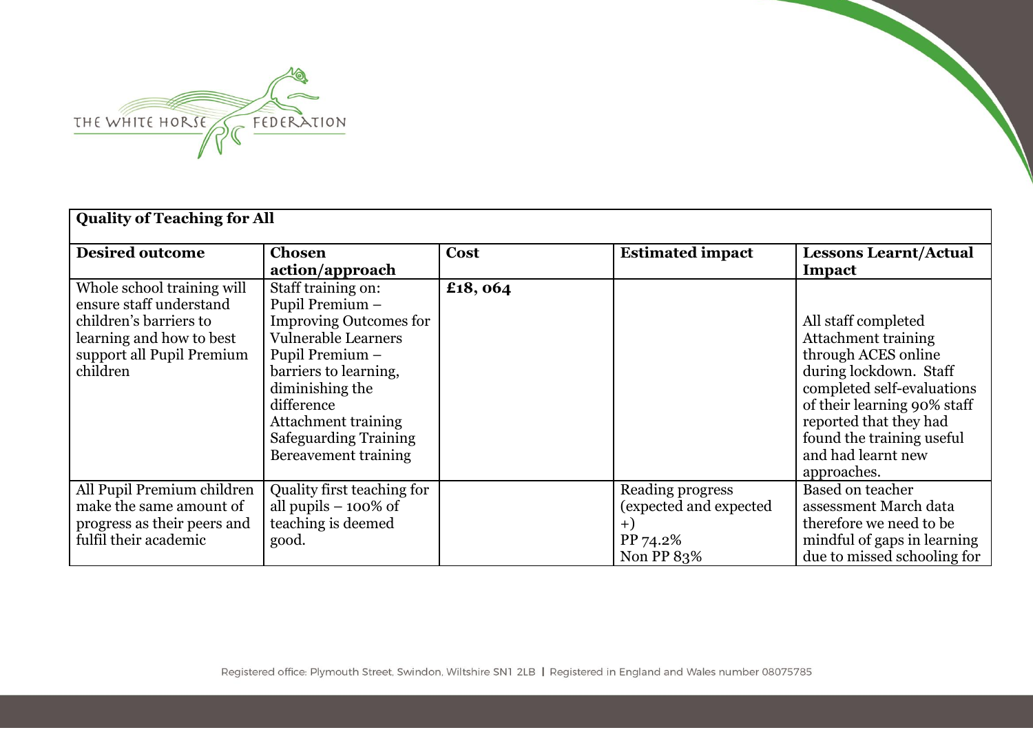| **Quality of Teaching for All** | | | | |
|---|---|---|---|---|
| **Desired outcome** | **Chosen action/approach** | **Cost** | **Estimated impact** | **Lessons Learnt/Actual Impact** |
| Whole school training will ensure staff understand children's barriers to learning and how to best support all Pupil Premium children | Staff training on:<br>Pupil Premium – Improving Outcomes for Vulnerable Learners<br>Pupil Premium – barriers to learning, diminishing the difference<br>Attachment training<br>Safeguarding Training<br>Bereavement training | **£18, 064** | | All staff completed Attachment training through ACES online during lockdown. Staff completed self-evaluations of their learning 90% staff reported that they had found the training useful and had learnt new approaches. |
| All Pupil Premium children make the same amount of progress as their peers and fulfil their academic | Quality first teaching for all pupils – 100% of teaching is deemed good. | | Reading progress (expected and expected +)<br>PP 74.2%<br>Non PP 83% | Based on teacher assessment March data therefore we need to be mindful of gaps in learning due to missed schooling for |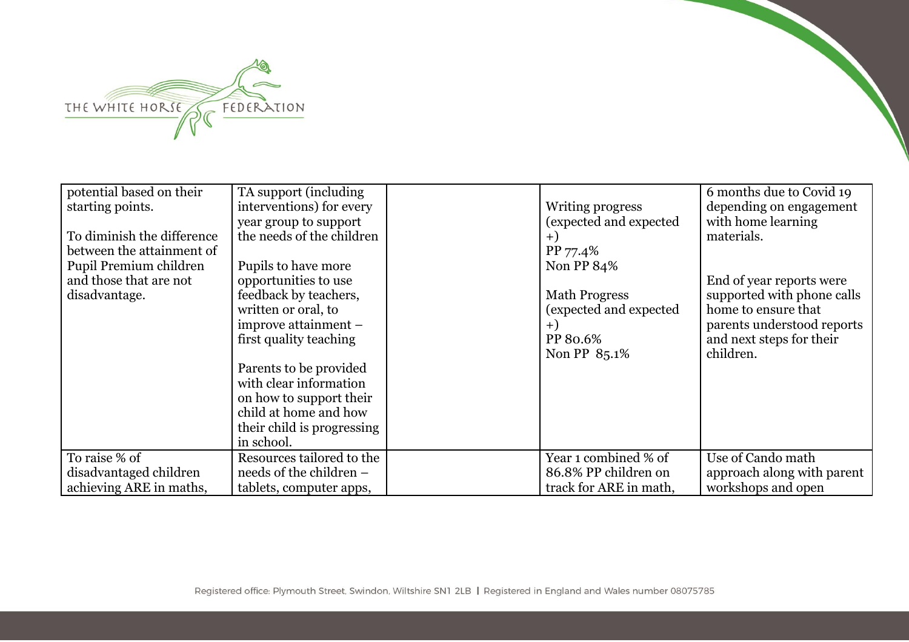| | | | | |
|---|---|---|---|---|
| potential based on their starting points.<br><br>To diminish the difference between the attainment of Pupil Premium children and those that are not disadvantage. | TA support (including interventions) for every year group to support the needs of the children<br><br>Pupils to have more opportunities to use feedback by teachers, written or oral, to improve attainment – first quality teaching<br><br>Parents to be provided with clear information on how to support their child at home and how their child is progressing in school. | | Writing progress (expected and expected +)<br>PP 77.4%<br>Non PP 84%<br><br>Math Progress (expected and expected +)<br>PP 80.6%<br>Non PP 85.1% | 6 months due to Covid 19 depending on engagement with home learning materials.<br><br>End of year reports were supported with phone calls home to ensure that parents understood reports and next steps for their children. |
| To raise % of disadvantaged children achieving ARE in maths, | Resources tailored to the needs of the children – tablets, computer apps, | | Year 1 combined % of 86.8% PP children on track for ARE in math, | Use of Cando math approach along with parent workshops and open |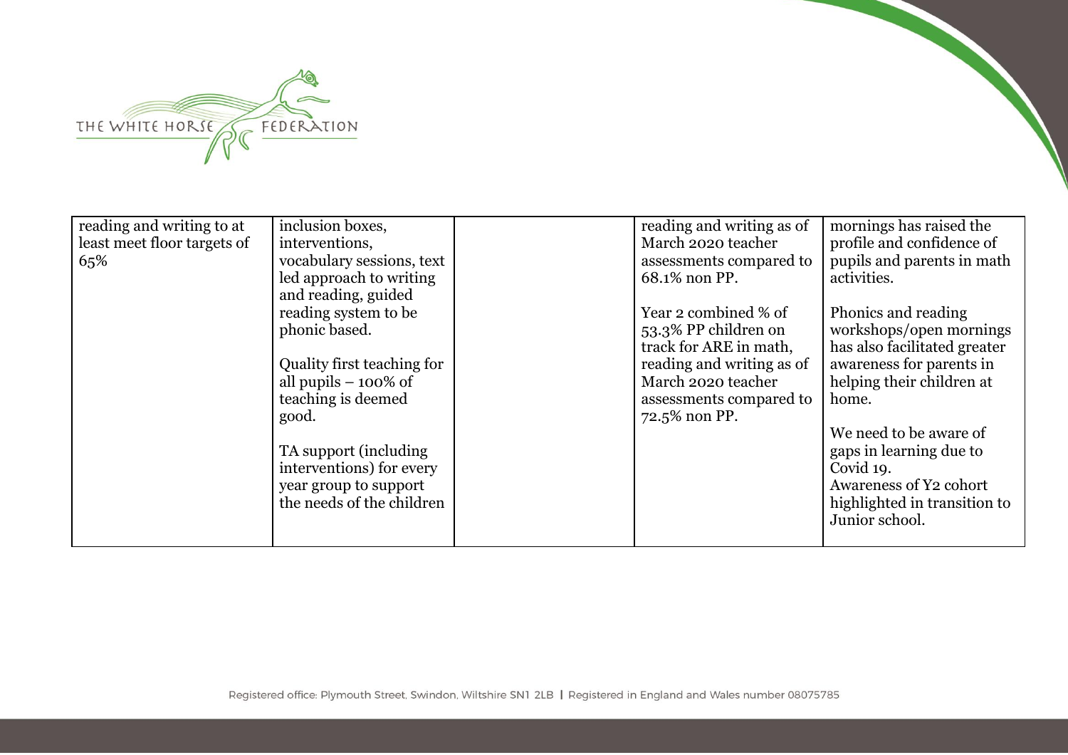| | | | | |
|---|---|---|---|---|
| reading and writing to at least meet floor targets of 65% | inclusion boxes, interventions, vocabulary sessions, text led approach to writing and reading, guided reading system to be phonic based.<br><br>Quality first teaching for all pupils – 100% of teaching is deemed good.<br><br>TA support (including interventions) for every year group to support the needs of the children | | reading and writing as of March 2020 teacher assessments compared to 68.1% non PP.<br><br>Year 2 combined % of 53.3% PP children on track for ARE in math, reading and writing as of March 2020 teacher assessments compared to 72.5% non PP. | mornings has raised the profile and confidence of pupils and parents in math activities.<br><br>Phonics and reading workshops/open mornings has also facilitated greater awareness for parents in helping their children at home.<br><br>We need to be aware of gaps in learning due to Covid 19.<br>Awareness of Y2 cohort highlighted in transition to Junior school. |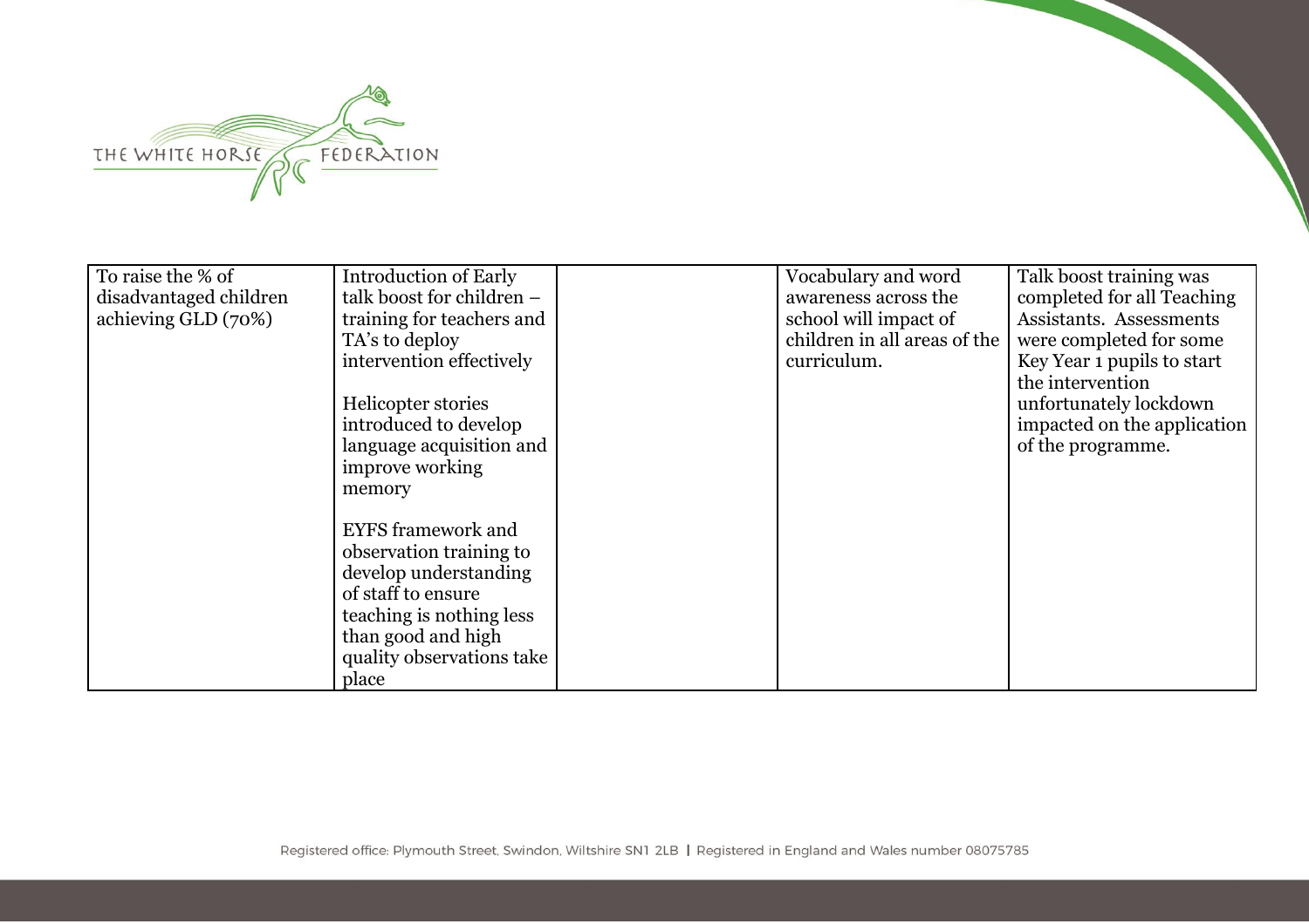| | | | | |
|---|---|---|---|---|
| To raise the % of disadvantaged children achieving GLD (70%) | Introduction of Early talk boost for children – training for teachers and TA's to deploy intervention effectively<br><br>Helicopter stories introduced to develop language acquisition and improve working memory<br><br>EYFS framework and observation training to develop understanding of staff to ensure teaching is nothing less than good and high quality observations take place | | Vocabulary and word awareness across the school will impact of children in all areas of the curriculum. | Talk boost training was completed for all Teaching Assistants. Assessments were completed for some Key Year 1 pupils to start the intervention unfortunately lockdown impacted on the application of the programme. |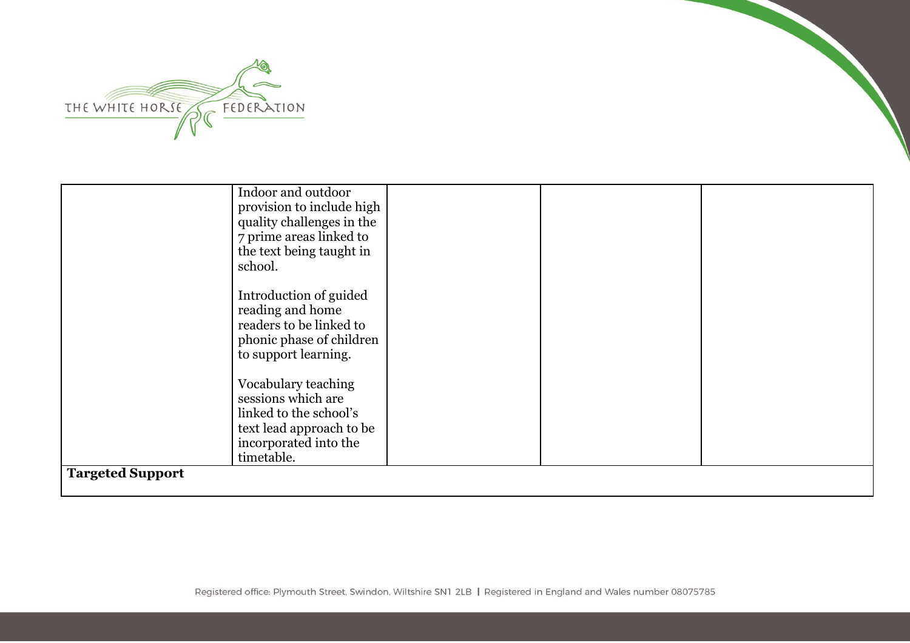| | | | | |
|---|---|---|---|---|
| | Indoor and outdoor provision to include high quality challenges in the 7 prime areas linked to the text being taught in school.<br><br>Introduction of guided reading and home readers to be linked to phonic phase of children to support learning.<br><br>Vocabulary teaching sessions which are linked to the school's text lead approach to be incorporated into the timetable. | | | |
| **Targeted Support** | | | | |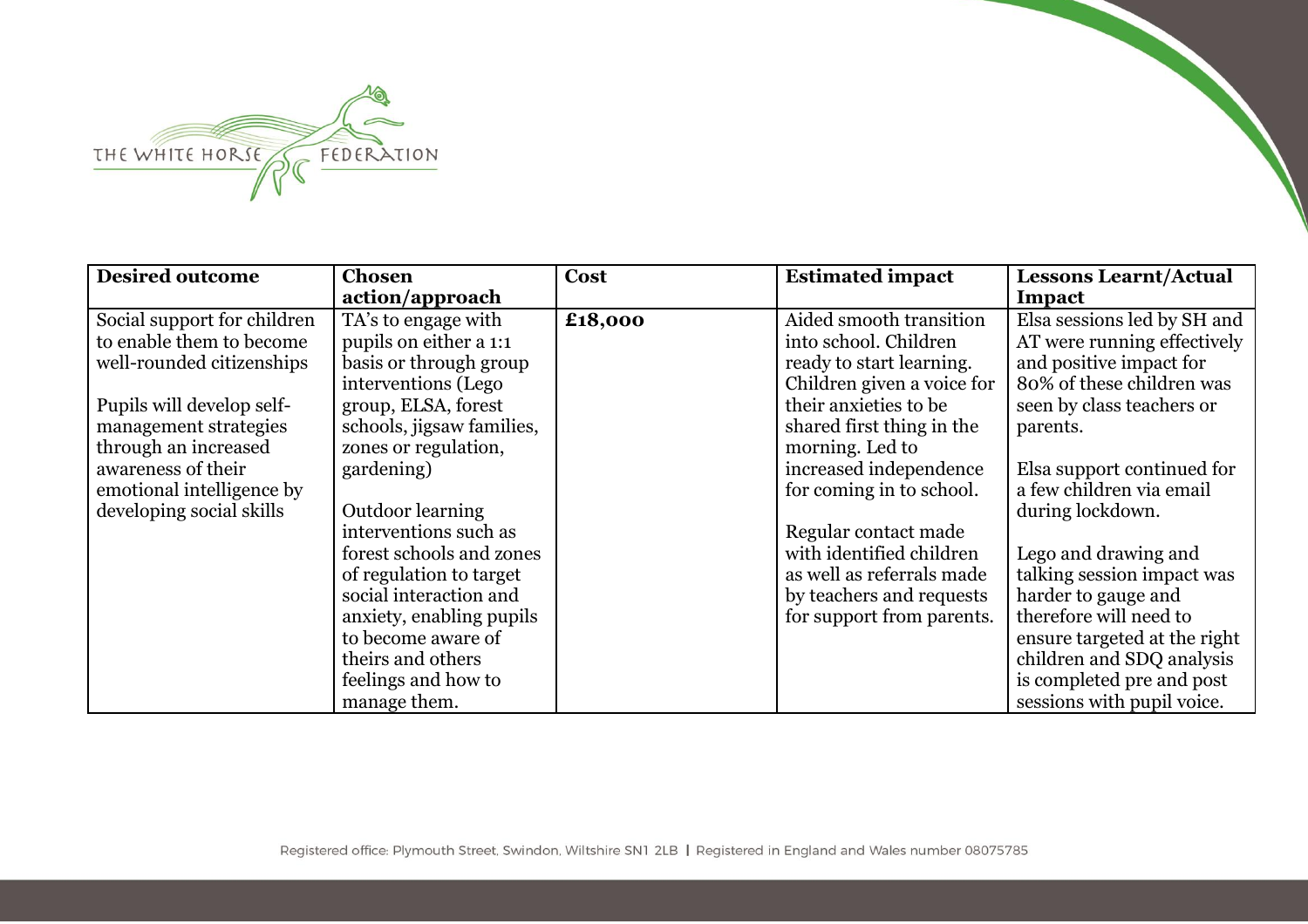| Desired outcome | Chosen action/approach | Cost | Estimated impact | Lessons Learnt/Actual Impact |
|---|---|---|---|---|
| Social support for children to enable them to become well-rounded citizenships<br><br>Pupils will develop self-management strategies through an increased awareness of their emotional intelligence by developing social skills | TA's to engage with pupils on either a 1:1 basis or through group interventions (Lego group, ELSA, forest schools, jigsaw families, zones or regulation, gardening)<br><br>Outdoor learning interventions such as forest schools and zones of regulation to target social interaction and anxiety, enabling pupils to become aware of theirs and others feelings and how to manage them. | **£18,000** | Aided smooth transition into school. Children ready to start learning. Children given a voice for their anxieties to be shared first thing in the morning. Led to increased independence for coming in to school.<br><br>Regular contact made with identified children as well as referrals made by teachers and requests for support from parents. | Elsa sessions led by SH and AT were running effectively and positive impact for 80% of these children was seen by class teachers or parents.<br><br>Elsa support continued for a few children via email during lockdown.<br><br>Lego and drawing and talking session impact was harder to gauge and therefore will need to ensure targeted at the right children and SDQ analysis is completed pre and post sessions with pupil voice. |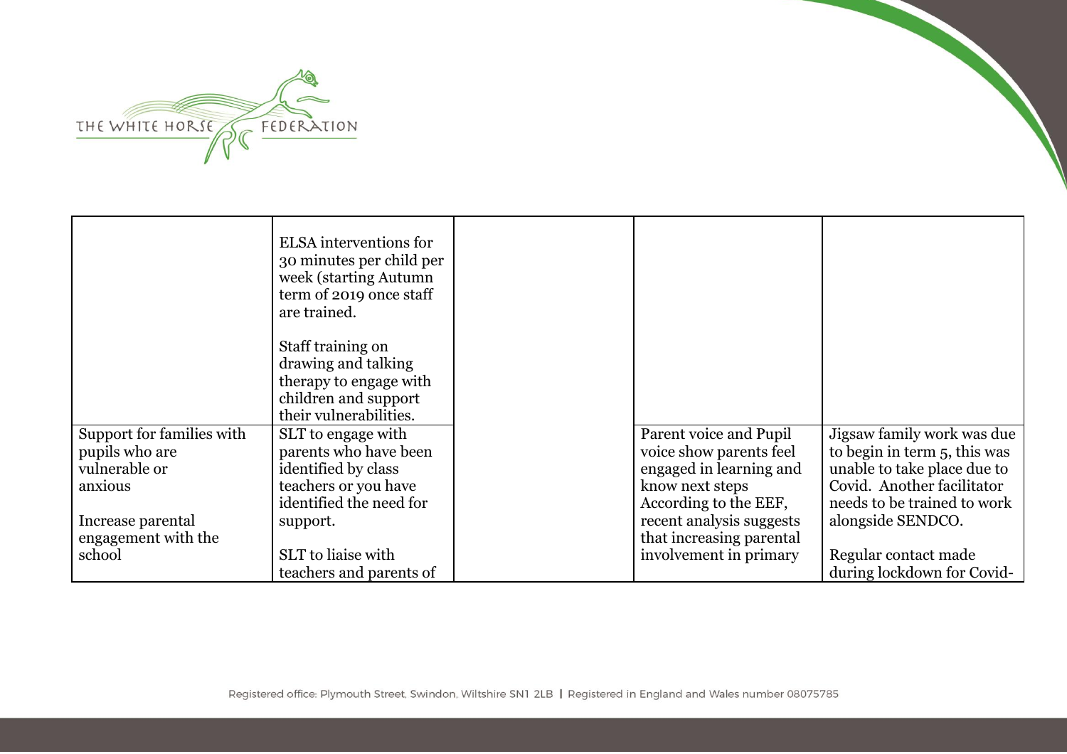| | | | | |
|---|---|---|---|---|
| | ELSA interventions for 30 minutes per child per week (starting Autumn term of 2019 once staff are trained.<br><br>Staff training on drawing and talking therapy to engage with children and support their vulnerabilities. | | | |
| Support for families with pupils who are vulnerable or anxious<br><br>Increase parental engagement with the school | SLT to engage with parents who have been identified by class teachers or you have identified the need for support.<br><br>SLT to liaise with teachers and parents of | | Parent voice and Pupil voice show parents feel engaged in learning and know next steps<br>According to the EEF, recent analysis suggests that increasing parental involvement in primary | Jigsaw family work was due to begin in term 5, this was unable to take place due to Covid. Another facilitator needs to be trained to work alongside SENDCO.<br><br>Regular contact made during lockdown for Covid- |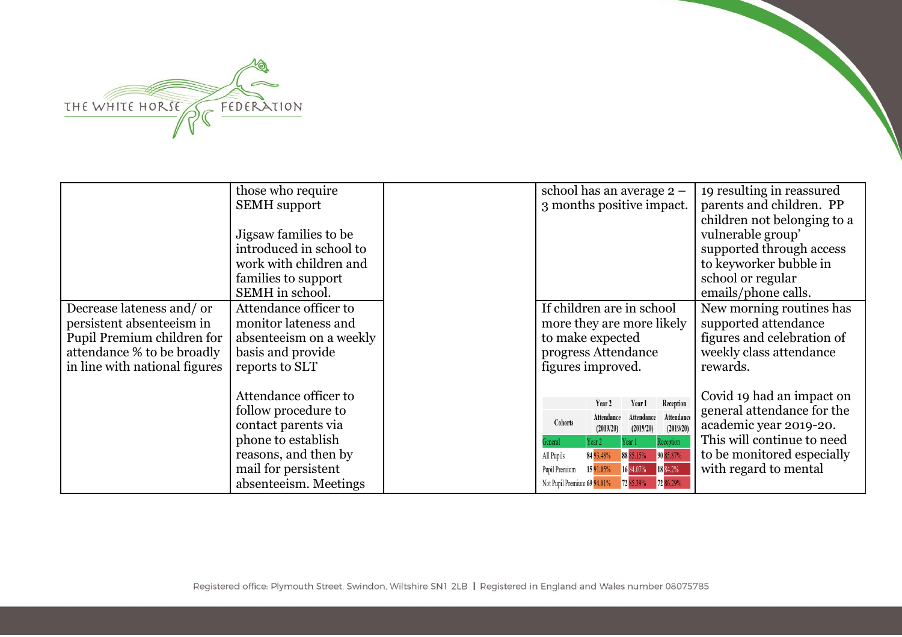| | | | | |
|---|---|---|---|---|
| | those who require SEMH support<br><br>Jigsaw families to be introduced in school to work with children and families to support SEMH in school. | | school has an average 2 – 3 months positive impact. | 19 resulting in reassured parents and children. PP children not belonging to a vulnerable group' supported through access to keyworker bubble in school or regular emails/phone calls. |
| Decrease lateness and/ or persistent absenteeism in Pupil Premium children for attendance % to be broadly in line with national figures | Attendance officer to monitor lateness and absenteeism on a weekly basis and provide reports to SLT<br><br>Attendance officer to follow procedure to contact parents via phone to establish reasons, and then by mail for persistent absenteeism. Meetings | | If children are in school more they are more likely to make expected progress Attendance figures improved.<br><br>Cohorts / Year 2 Attendance (2019/20) / Year 1 Attendance (2019/20) / Reception Attendance (2019/20)<br>General: Year 2 / Year 1 / Reception<br>All Pupils: 84 93.48% / 88 85.15% / 90 85.87%<br>Pupil Premium: 15 91.05% / 16 84.07% / 18 84.2%<br>Not Pupil Premium: 69 94.01% / 72 85.39% / 72 86.29% | New morning routines has supported attendance figures and celebration of weekly class attendance rewards.<br><br>Covid 19 had an impact on general attendance for the academic year 2019-20. This will continue to need to be monitored especially with regard to mental |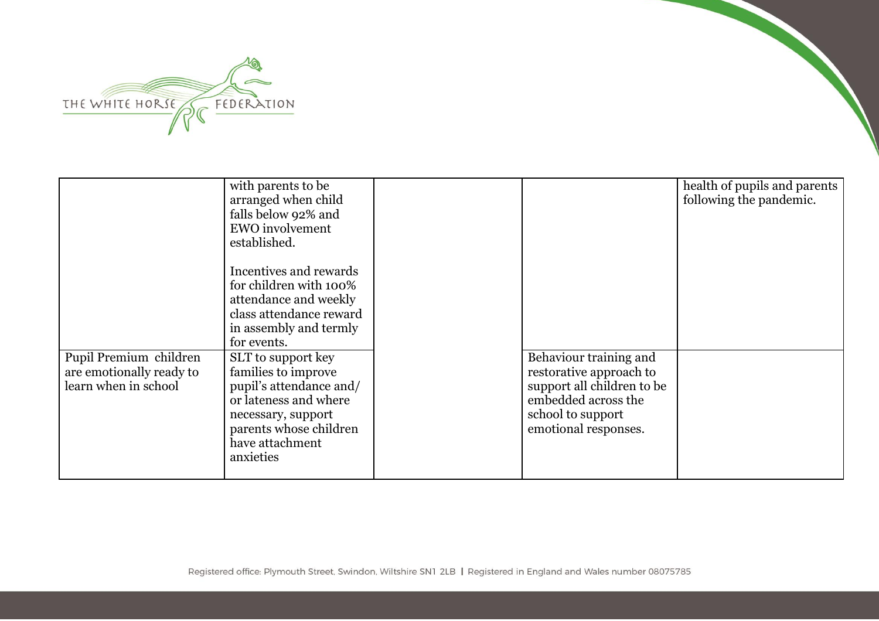|  |  |  |  |  |
|---|---|---|---|---|
|  | with parents to be arranged when child falls below 92% and EWO involvement established.<br><br>Incentives and rewards for children with 100% attendance and weekly class attendance reward in assembly and termly for events. |  |  | health of pupils and parents following the pandemic. |
| Pupil Premium children are emotionally ready to learn when in school | SLT to support key families to improve pupil's attendance and/ or lateness and where necessary, support parents whose children have attachment anxieties |  | Behaviour training and restorative approach to support all children to be embedded across the school to support emotional responses. |  |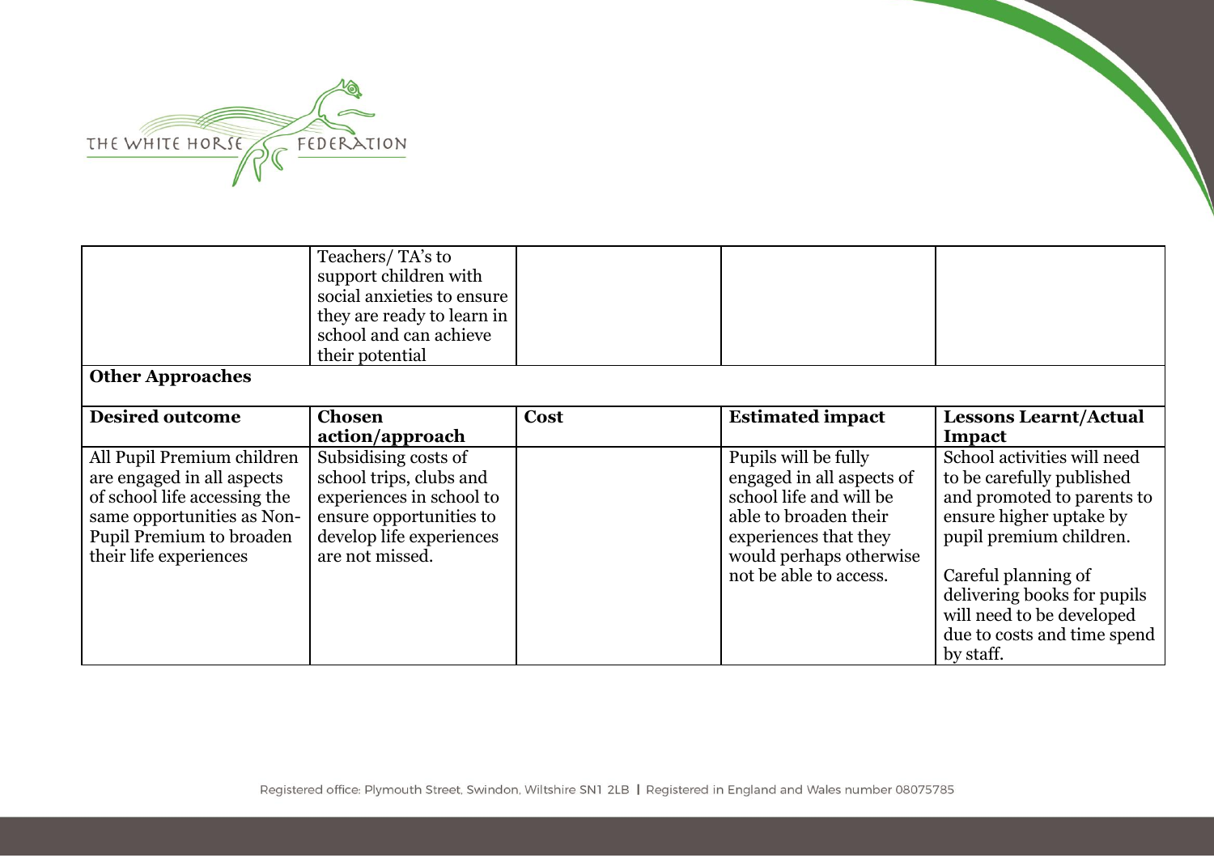| | Teachers/ TA's to support children with social anxieties to ensure they are ready to learn in school and can achieve their potential | | | |
|---|---|---|---|---|
| **Other Approaches** | | | | |
| **Desired outcome** | **Chosen action/approach** | **Cost** | **Estimated impact** | **Lessons Learnt/Actual Impact** |
| All Pupil Premium children are engaged in all aspects of school life accessing the same opportunities as Non-Pupil Premium to broaden their life experiences | Subsidising costs of school trips, clubs and experiences in school to ensure opportunities to develop life experiences are not missed. | | Pupils will be fully engaged in all aspects of school life and will be able to broaden their experiences that they would perhaps otherwise not be able to access. | School activities will need to be carefully published and promoted to parents to ensure higher uptake by pupil premium children.<br><br>Careful planning of delivering books for pupils will need to be developed due to costs and time spend by staff. |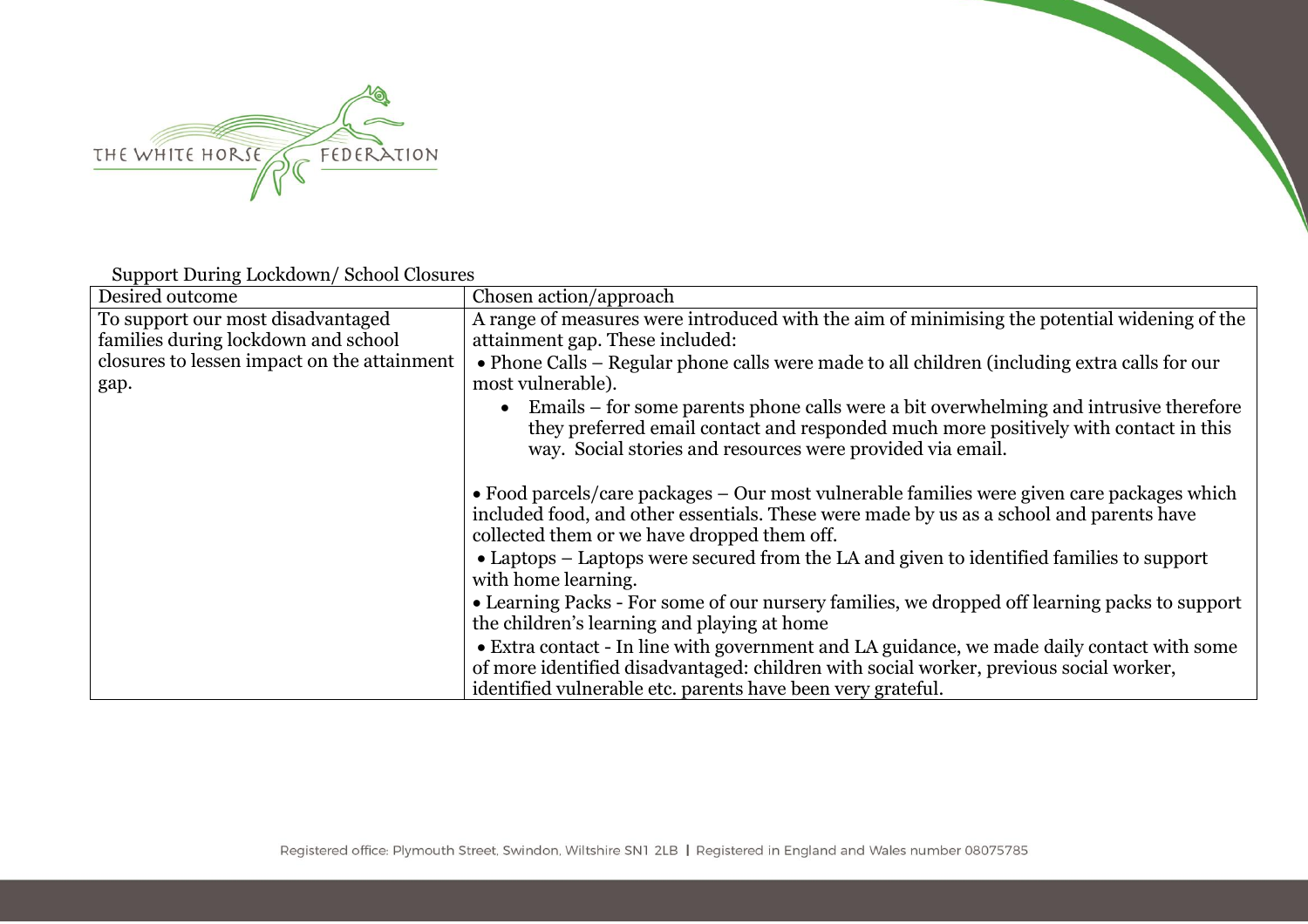Support During Lockdown/ School Closures

| Desired outcome | Chosen action/approach |
|---|---|
| To support our most disadvantaged families during lockdown and school closures to lessen impact on the attainment gap. | A range of measures were introduced with the aim of minimising the potential widening of the attainment gap. These included:<br>• Phone Calls – Regular phone calls were made to all children (including extra calls for our most vulnerable).<br>• Emails – for some parents phone calls were a bit overwhelming and intrusive therefore they preferred email contact and responded much more positively with contact in this way. Social stories and resources were provided via email.<br>• Food parcels/care packages – Our most vulnerable families were given care packages which included food, and other essentials. These were made by us as a school and parents have collected them or we have dropped them off.<br>• Laptops – Laptops were secured from the LA and given to identified families to support with home learning.<br>• Learning Packs - For some of our nursery families, we dropped off learning packs to support the children's learning and playing at home<br>• Extra contact - In line with government and LA guidance, we made daily contact with some of more identified disadvantaged: children with social worker, previous social worker, identified vulnerable etc. parents have been very grateful. |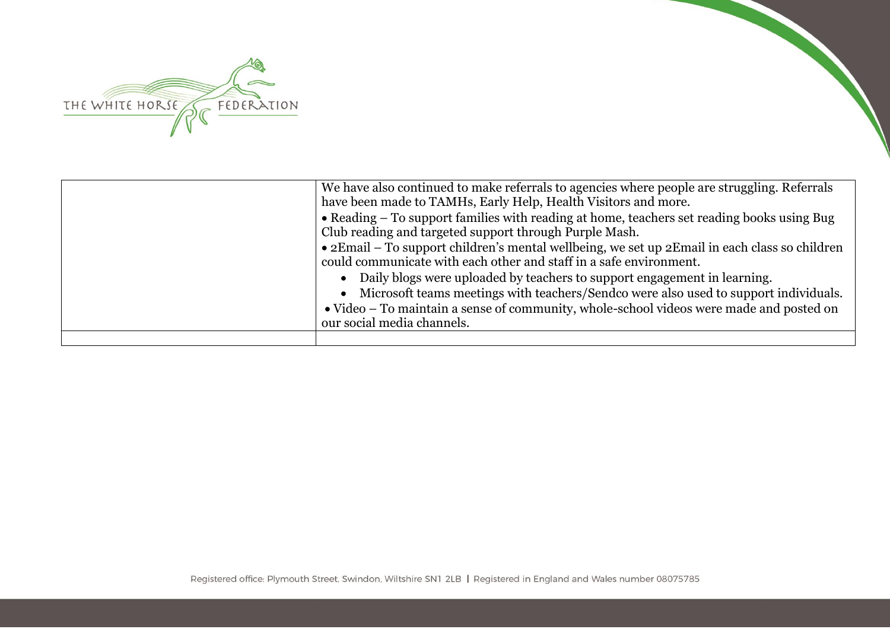| | |
|---|---|
| | We have also continued to make referrals to agencies where people are struggling. Referrals have been made to TAMHs, Early Help, Health Visitors and more.<br>• Reading – To support families with reading at home, teachers set reading books using Bug Club reading and targeted support through Purple Mash.<br>• 2Email – To support children's mental wellbeing, we set up 2Email in each class so children could communicate with each other and staff in a safe environment.<br>• Daily blogs were uploaded by teachers to support engagement in learning.<br>• Microsoft teams meetings with teachers/Sendco were also used to support individuals.<br>• Video – To maintain a sense of community, whole-school videos were made and posted on our social media channels. |
| | |